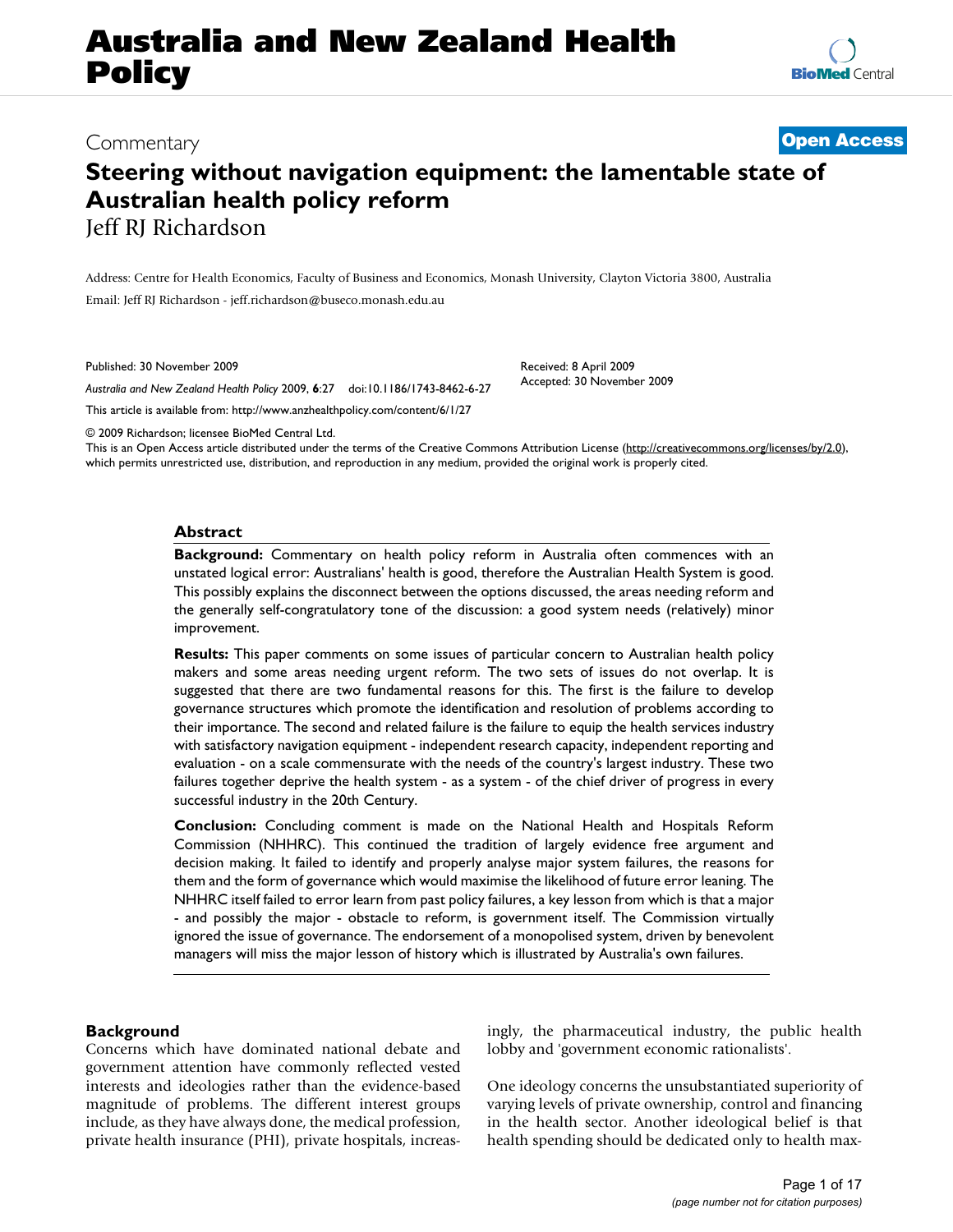# Australia and New Zealand Health Policy

Commentary

**Open Access**

# Steering without navigation equipment: the lamentable state of Australian health policy reform

Jeff RJ Richardson

Address: Centre for Health Economics, Faculty of Business and Economics, Monash University, Clayton Victoria 3800, Australia

Email: Jeff RJ Richardson - jeff.richardson@buseco.monash.edu.au

Published: 30 November 2009

*Australia and New Zealand Health Policy* 2009, **6**:27 doi:10.1186/1743-8462-6-27

Received: 8 April 2009

Accepted: 30 November 2009

This article is available from: http://www.anzhealthpolicy.com/content/6/1/27

© 2009 Richardson; licensee BioMed Central Ltd.

This is an Open Access article distributed under the terms of the Creative Commons Attribution License (http://creativecommons.org/licenses/by/2.0), which permits unrestricted use, distribution, and reproduction in any medium, provided the original work is properly cited.

## Abstract

**Background:** Commentary on health policy reform in Australia often commences with an unstated logical error: Australians' health is good, therefore the Australian Health System is good. This possibly explains the disconnect between the options discussed, the areas needing reform and the generally self-congratulatory tone of the discussion: a good system needs (relatively) minor improvement.

**Results:** This paper comments on some issues of particular concern to Australian health policy makers and some areas needing urgent reform. The two sets of issues do not overlap. It is suggested that there are two fundamental reasons for this. The first is the failure to develop governance structures which promote the identification and resolution of problems according to their importance. The second and related failure is the failure to equip the health services industry with satisfactory navigation equipment - independent research capacity, independent reporting and evaluation - on a scale commensurate with the needs of the country's largest industry. These two failures together deprive the health system - as a system - of the chief driver of progress in every successful industry in the 20th Century.

**Conclusion:** Concluding comment is made on the National Health and Hospitals Reform Commission (NHHRC). This continued the tradition of largely evidence free argument and decision making. It failed to identify and properly analyse major system failures, the reasons for them and the form of governance which would maximise the likelihood of future error leaning. The NHHRC itself failed to error learn from past policy failures, a key lesson from which is that a major - and possibly the major - obstacle to reform, is government itself. The Commission virtually ignored the issue of governance. The endorsement of a monopolised system, driven by benevolent managers will miss the major lesson of history which is illustrated by Australia's own failures.

## Background

Concerns which have dominated national debate and government attention have commonly reflected vested interests and ideologies rather than the evidence-based magnitude of problems. The different interest groups include, as they have always done, the medical profession, private health insurance (PHI), private hospitals, increasingly, the pharmaceutical industry, the public health lobby and 'government economic rationalists'.

One ideology concerns the unsubstantiated superiority of varying levels of private ownership, control and financing in the health sector. Another ideological belief is that health spending should be dedicated only to health max-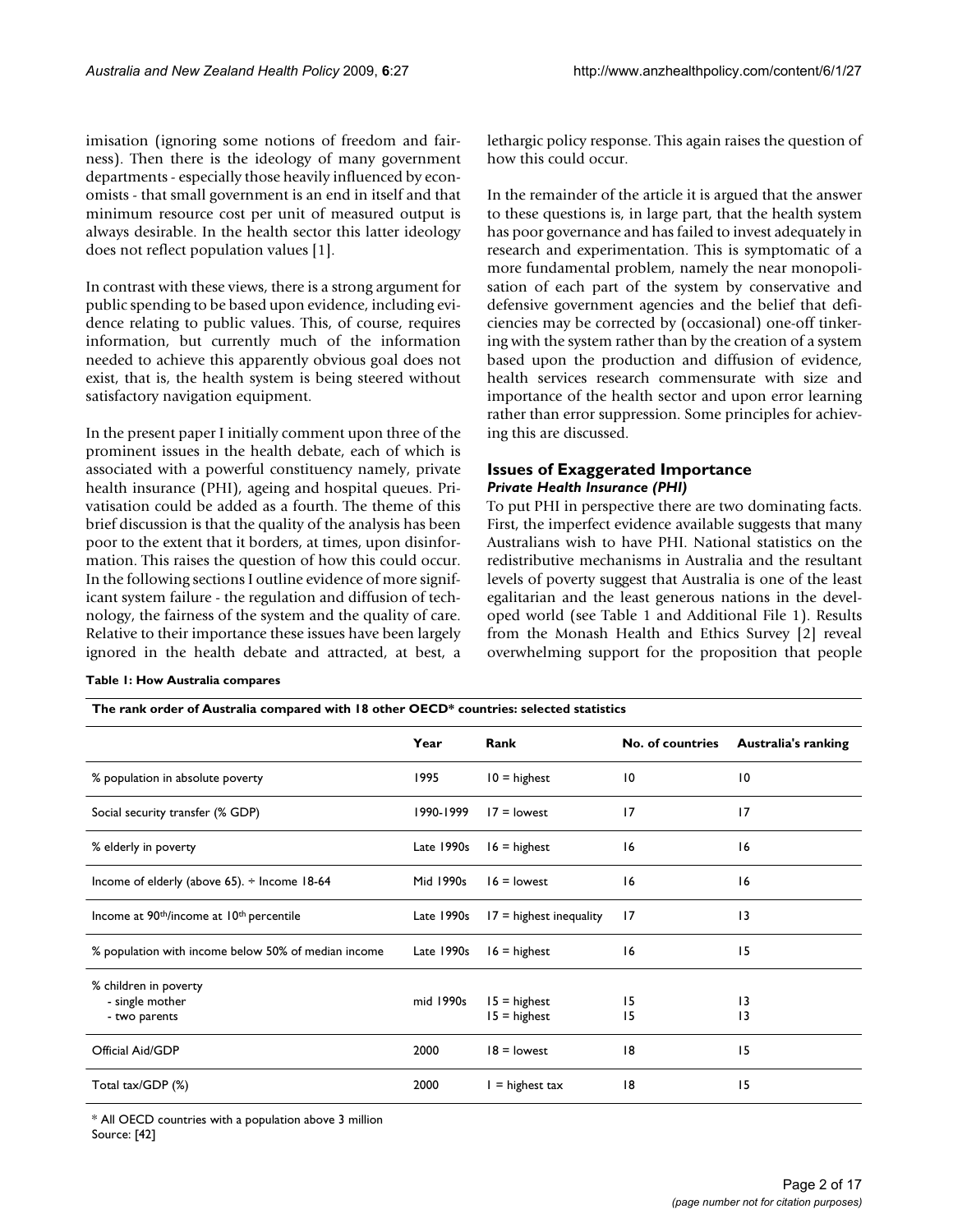imisation (ignoring some notions of freedom and fairness). Then there is the ideology of many government departments - especially those heavily influenced by economists - that small government is an end in itself and that minimum resource cost per unit of measured output is always desirable. In the health sector this latter ideology does not reflect population values [1].

In contrast with these views, there is a strong argument for public spending to be based upon evidence, including evidence relating to public values. This, of course, requires information, but currently much of the information needed to achieve this apparently obvious goal does not exist, that is, the health system is being steered without satisfactory navigation equipment.

In the present paper I initially comment upon three of the prominent issues in the health debate, each of which is associated with a powerful constituency namely, private health insurance (PHI), ageing and hospital queues. Privatisation could be added as a fourth. The theme of this brief discussion is that the quality of the analysis has been poor to the extent that it borders, at times, upon disinformation. This raises the question of how this could occur. In the following sections I outline evidence of more significant system failure - the regulation and diffusion of technology, the fairness of the system and the quality of care. Relative to their importance these issues have been largely ignored in the health debate and attracted, at best, a lethargic policy response. This again raises the question of how this could occur.

In the remainder of the article it is argued that the answer to these questions is, in large part, that the health system has poor governance and has failed to invest adequately in research and experimentation. This is symptomatic of a more fundamental problem, namely the near monopolisation of each part of the system by conservative and defensive government agencies and the belief that deficiencies may be corrected by (occasional) one-off tinkering with the system rather than by the creation of a system based upon the production and diffusion of evidence, health services research commensurate with size and importance of the health sector and upon error learning rather than error suppression. Some principles for achieving this are discussed.

## Issues of Exaggerated Importance

### *Private Health Insurance (PHI)*

To put PHI in perspective there are two dominating facts. First, the imperfect evidence available suggests that many Australians wish to have PHI. National statistics on the redistributive mechanisms in Australia and the resultant levels of poverty suggest that Australia is one of the least egalitarian and the least generous nations in the developed world (see Table 1 and Additional File 1). Results from the Monash Health and Ethics Survey [2] reveal overwhelming support for the proposition that people

**Table 1: How Australia compares**

**The rank order of Australia compared with 18 other OECD* countries: selected statistics**

| | Year | Rank | No. of countries | Australia's ranking |
|---|---|---|---|---|
| % population in absolute poverty | 1995 | 10 = highest | 10 | 10 |
| Social security transfer (% GDP) | 1990-1999 | 17 = lowest | 17 | 17 |
| % elderly in poverty | Late 1990s | 16 = highest | 16 | 16 |
| Income of elderly (above 65). ÷ Income 18-64 | Mid 1990s | 16 = lowest | 16 | 16 |
| Income at 90th/income at 10th percentile | Late 1990s | 17 = highest inequality | 17 | 13 |
| % population with income below 50% of median income | Late 1990s | 16 = highest | 16 | 15 |
| % children in poverty | | | | |
| - single mother | mid 1990s | 15 = highest | 15 | 13 |
| - two parents | | 15 = highest | 15 | 13 |
| Official Aid/GDP | 2000 | 18 = lowest | 18 | 15 |
| Total tax/GDP (%) | 2000 | 1 = highest tax | 18 | 15 |

* All OECD countries with a population above 3 million
Source: [42]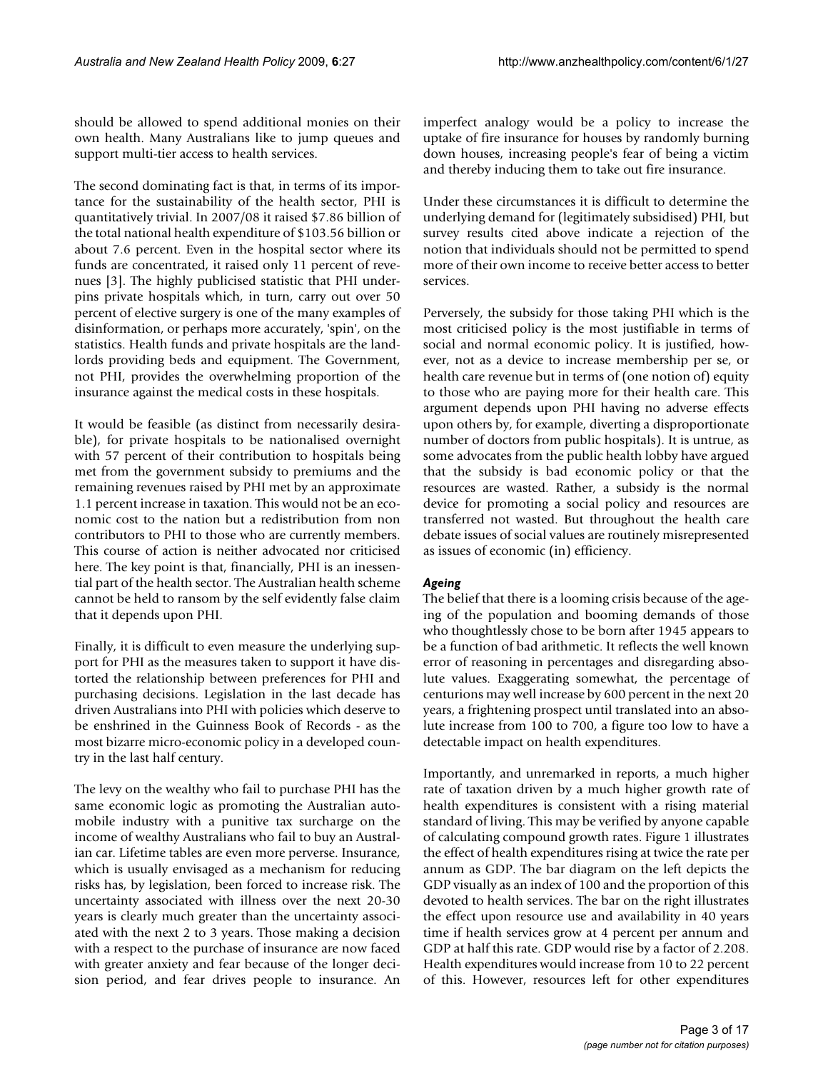should be allowed to spend additional monies on their own health. Many Australians like to jump queues and support multi-tier access to health services.

The second dominating fact is that, in terms of its importance for the sustainability of the health sector, PHI is quantitatively trivial. In 2007/08 it raised $7.86 billion of the total national health expenditure of $103.56 billion or about 7.6 percent. Even in the hospital sector where its funds are concentrated, it raised only 11 percent of revenues [3]. The highly publicised statistic that PHI underpins private hospitals which, in turn, carry out over 50 percent of elective surgery is one of the many examples of disinformation, or perhaps more accurately, 'spin', on the statistics. Health funds and private hospitals are the landlords providing beds and equipment. The Government, not PHI, provides the overwhelming proportion of the insurance against the medical costs in these hospitals.

It would be feasible (as distinct from necessarily desirable), for private hospitals to be nationalised overnight with 57 percent of their contribution to hospitals being met from the government subsidy to premiums and the remaining revenues raised by PHI met by an approximate 1.1 percent increase in taxation. This would not be an economic cost to the nation but a redistribution from non contributors to PHI to those who are currently members. This course of action is neither advocated nor criticised here. The key point is that, financially, PHI is an inessential part of the health sector. The Australian health scheme cannot be held to ransom by the self evidently false claim that it depends upon PHI.

Finally, it is difficult to even measure the underlying support for PHI as the measures taken to support it have distorted the relationship between preferences for PHI and purchasing decisions. Legislation in the last decade has driven Australians into PHI with policies which deserve to be enshrined in the Guinness Book of Records - as the most bizarre micro-economic policy in a developed country in the last half century.

The levy on the wealthy who fail to purchase PHI has the same economic logic as promoting the Australian automobile industry with a punitive tax surcharge on the income of wealthy Australians who fail to buy an Australian car. Lifetime tables are even more perverse. Insurance, which is usually envisaged as a mechanism for reducing risks has, by legislation, been forced to increase risk. The uncertainty associated with illness over the next 20-30 years is clearly much greater than the uncertainty associated with the next 2 to 3 years. Those making a decision with a respect to the purchase of insurance are now faced with greater anxiety and fear because of the longer decision period, and fear drives people to insurance. An imperfect analogy would be a policy to increase the uptake of fire insurance for houses by randomly burning down houses, increasing people's fear of being a victim and thereby inducing them to take out fire insurance.

Under these circumstances it is difficult to determine the underlying demand for (legitimately subsidised) PHI, but survey results cited above indicate a rejection of the notion that individuals should not be permitted to spend more of their own income to receive better access to better services.

Perversely, the subsidy for those taking PHI which is the most criticised policy is the most justifiable in terms of social and normal economic policy. It is justified, however, not as a device to increase membership per se, or health care revenue but in terms of (one notion of) equity to those who are paying more for their health care. This argument depends upon PHI having no adverse effects upon others by, for example, diverting a disproportionate number of doctors from public hospitals). It is untrue, as some advocates from the public health lobby have argued that the subsidy is bad economic policy or that the resources are wasted. Rather, a subsidy is the normal device for promoting a social policy and resources are transferred not wasted. But throughout the health care debate issues of social values are routinely misrepresented as issues of economic (in) efficiency.

### *Ageing*

The belief that there is a looming crisis because of the ageing of the population and booming demands of those who thoughtlessly chose to be born after 1945 appears to be a function of bad arithmetic. It reflects the well known error of reasoning in percentages and disregarding absolute values. Exaggerating somewhat, the percentage of centurions may well increase by 600 percent in the next 20 years, a frightening prospect until translated into an absolute increase from 100 to 700, a figure too low to have a detectable impact on health expenditures.

Importantly, and unremarked in reports, a much higher rate of taxation driven by a much higher growth rate of health expenditures is consistent with a rising material standard of living. This may be verified by anyone capable of calculating compound growth rates. Figure 1 illustrates the effect of health expenditures rising at twice the rate per annum as GDP. The bar diagram on the left depicts the GDP visually as an index of 100 and the proportion of this devoted to health services. The bar on the right illustrates the effect upon resource use and availability in 40 years time if health services grow at 4 percent per annum and GDP at half this rate. GDP would rise by a factor of 2.208. Health expenditures would increase from 10 to 22 percent of this. However, resources left for other expenditures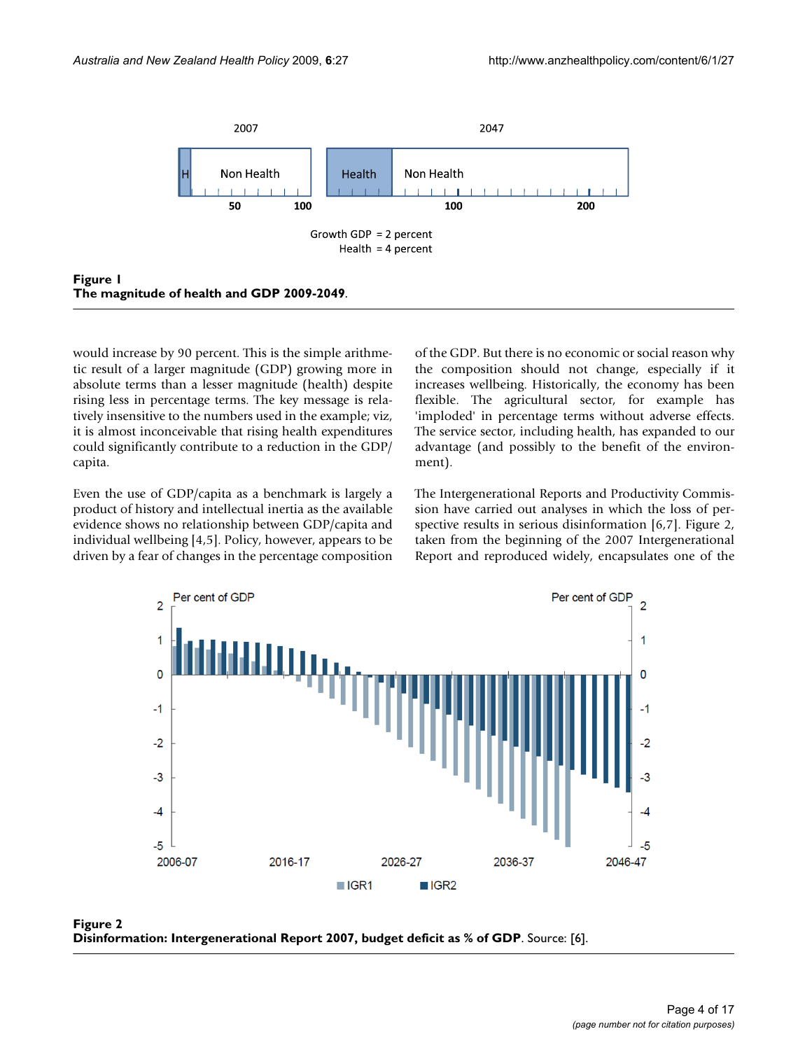**Figure 1**
**The magnitude of health and GDP 2009-2049**.

would increase by 90 percent. This is the simple arithmetic result of a larger magnitude (GDP) growing more in absolute terms than a lesser magnitude (health) despite rising less in percentage terms. The key message is relatively insensitive to the numbers used in the example; viz, it is almost inconceivable that rising health expenditures could significantly contribute to a reduction in the GDP/capita.

Even the use of GDP/capita as a benchmark is largely a product of history and intellectual inertia as the available evidence shows no relationship between GDP/capita and individual wellbeing [4,5]. Policy, however, appears to be driven by a fear of changes in the percentage composition of the GDP. But there is no economic or social reason why the composition should not change, especially if it increases wellbeing. Historically, the economy has been flexible. The agricultural sector, for example has 'imploded' in percentage terms without adverse effects. The service sector, including health, has expanded to our advantage (and possibly to the benefit of the environment).

The Intergenerational Reports and Productivity Commission have carried out analyses in which the loss of perspective results in serious disinformation [6,7]. Figure 2, taken from the beginning of the 2007 Intergenerational Report and reproduced widely, encapsulates one of the

**Figure 2**
**Disinformation: Intergenerational Report 2007, budget deficit as % of GDP**. Source: [6].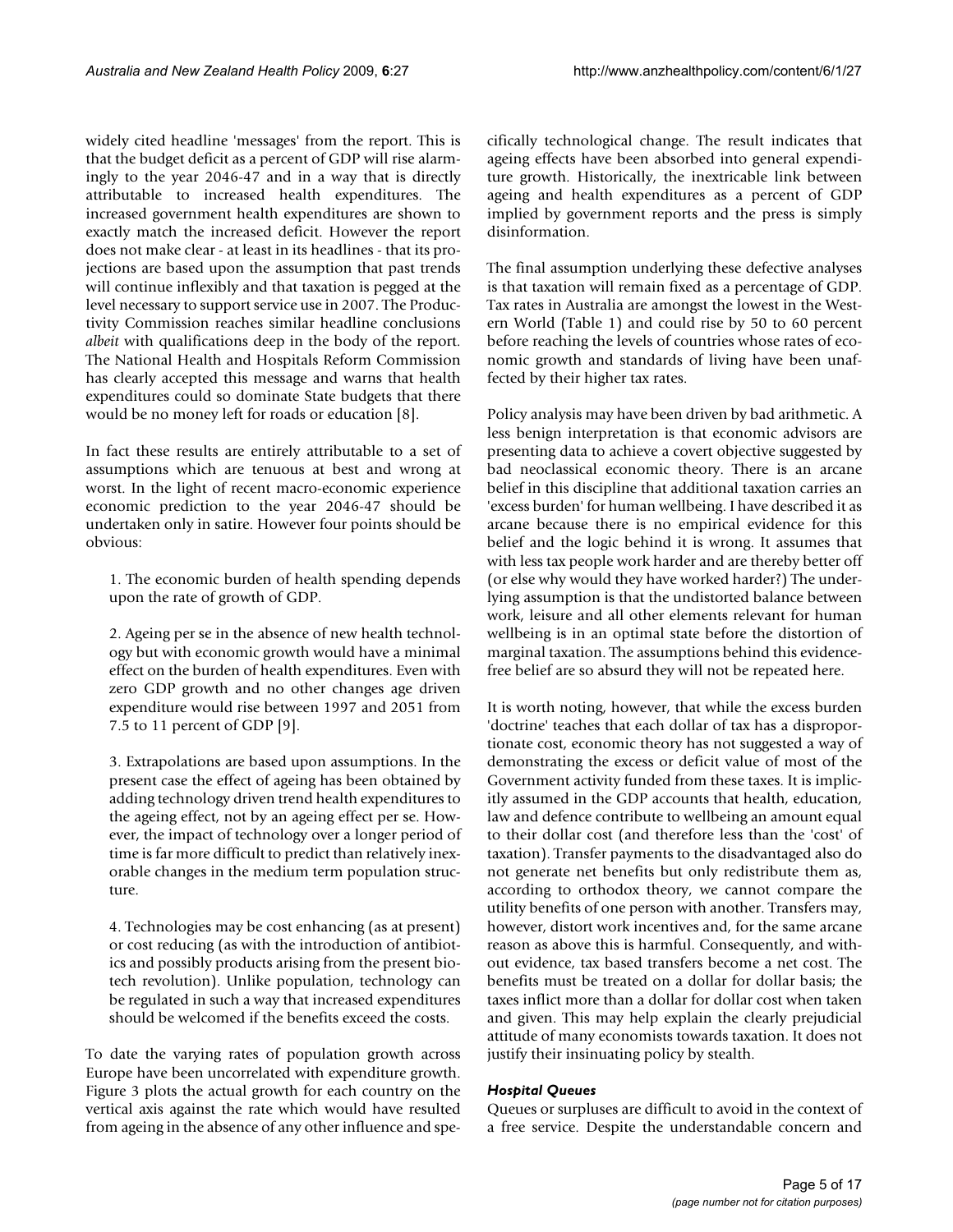widely cited headline 'messages' from the report. This is that the budget deficit as a percent of GDP will rise alarmingly to the year 2046-47 and in a way that is directly attributable to increased health expenditures. The increased government health expenditures are shown to exactly match the increased deficit. However the report does not make clear - at least in its headlines - that its projections are based upon the assumption that past trends will continue inflexibly and that taxation is pegged at the level necessary to support service use in 2007. The Productivity Commission reaches similar headline conclusions *albeit* with qualifications deep in the body of the report. The National Health and Hospitals Reform Commission has clearly accepted this message and warns that health expenditures could so dominate State budgets that there would be no money left for roads or education [8].

In fact these results are entirely attributable to a set of assumptions which are tenuous at best and wrong at worst. In the light of recent macro-economic experience economic prediction to the year 2046-47 should be undertaken only in satire. However four points should be obvious:

1. The economic burden of health spending depends upon the rate of growth of GDP.

2. Ageing per se in the absence of new health technology but with economic growth would have a minimal effect on the burden of health expenditures. Even with zero GDP growth and no other changes age driven expenditure would rise between 1997 and 2051 from 7.5 to 11 percent of GDP [9].

3. Extrapolations are based upon assumptions. In the present case the effect of ageing has been obtained by adding technology driven trend health expenditures to the ageing effect, not by an ageing effect per se. However, the impact of technology over a longer period of time is far more difficult to predict than relatively inexorable changes in the medium term population structure.

4. Technologies may be cost enhancing (as at present) or cost reducing (as with the introduction of antibiotics and possibly products arising from the present biotech revolution). Unlike population, technology can be regulated in such a way that increased expenditures should be welcomed if the benefits exceed the costs.

To date the varying rates of population growth across Europe have been uncorrelated with expenditure growth. Figure 3 plots the actual growth for each country on the vertical axis against the rate which would have resulted from ageing in the absence of any other influence and specifically technological change. The result indicates that ageing effects have been absorbed into general expenditure growth. Historically, the inextricable link between ageing and health expenditures as a percent of GDP implied by government reports and the press is simply disinformation.

The final assumption underlying these defective analyses is that taxation will remain fixed as a percentage of GDP. Tax rates in Australia are amongst the lowest in the Western World (Table 1) and could rise by 50 to 60 percent before reaching the levels of countries whose rates of economic growth and standards of living have been unaffected by their higher tax rates.

Policy analysis may have been driven by bad arithmetic. A less benign interpretation is that economic advisors are presenting data to achieve a covert objective suggested by bad neoclassical economic theory. There is an arcane belief in this discipline that additional taxation carries an 'excess burden' for human wellbeing. I have described it as arcane because there is no empirical evidence for this belief and the logic behind it is wrong. It assumes that with less tax people work harder and are thereby better off (or else why would they have worked harder?) The underlying assumption is that the undistorted balance between work, leisure and all other elements relevant for human wellbeing is in an optimal state before the distortion of marginal taxation. The assumptions behind this evidence-free belief are so absurd they will not be repeated here.

It is worth noting, however, that while the excess burden 'doctrine' teaches that each dollar of tax has a disproportionate cost, economic theory has not suggested a way of demonstrating the excess or deficit value of most of the Government activity funded from these taxes. It is implicitly assumed in the GDP accounts that health, education, law and defence contribute to wellbeing an amount equal to their dollar cost (and therefore less than the 'cost' of taxation). Transfer payments to the disadvantaged also do not generate net benefits but only redistribute them as, according to orthodox theory, we cannot compare the utility benefits of one person with another. Transfers may, however, distort work incentives and, for the same arcane reason as above this is harmful. Consequently, and without evidence, tax based transfers become a net cost. The benefits must be treated on a dollar for dollar basis; the taxes inflict more than a dollar for dollar cost when taken and given. This may help explain the clearly prejudicial attitude of many economists towards taxation. It does not justify their insinuating policy by stealth.

### *Hospital Queues*

Queues or surpluses are difficult to avoid in the context of a free service. Despite the understandable concern and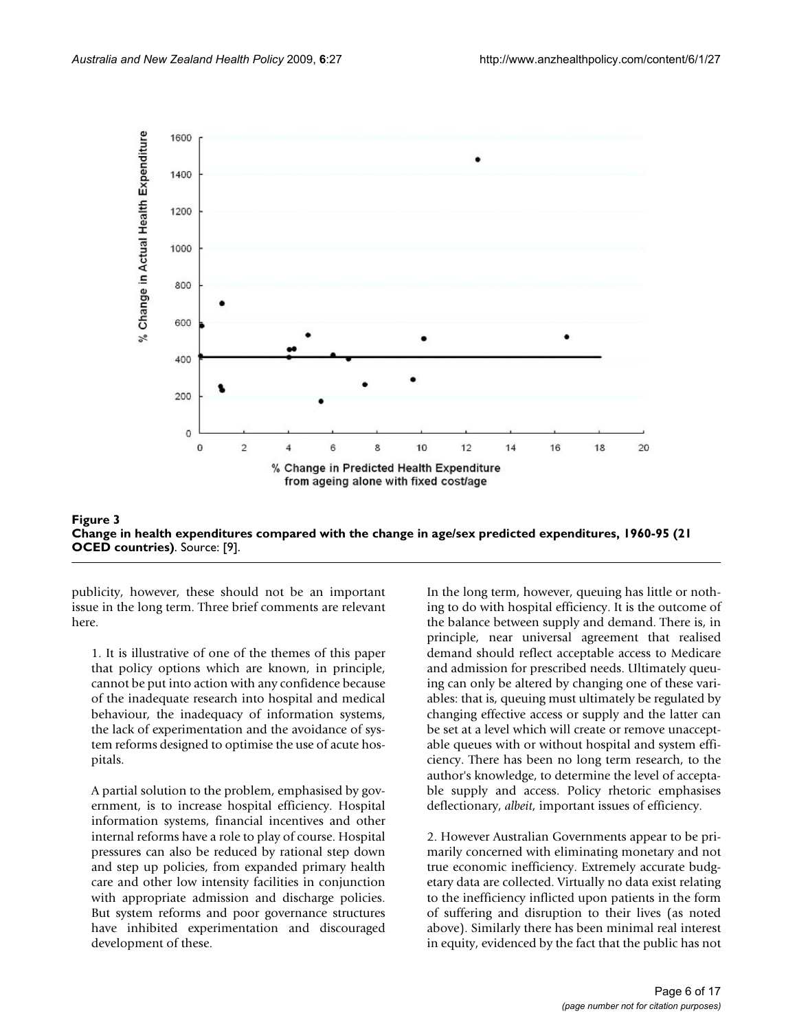**Figure 3**
**Change in health expenditures compared with the change in age/sex predicted expenditures, 1960-95 (21 OCED countries)**. Source: [9].

publicity, however, these should not be an important issue in the long term. Three brief comments are relevant here.

1. It is illustrative of one of the themes of this paper that policy options which are known, in principle, cannot be put into action with any confidence because of the inadequate research into hospital and medical behaviour, the inadequacy of information systems, the lack of experimentation and the avoidance of system reforms designed to optimise the use of acute hospitals.

A partial solution to the problem, emphasised by government, is to increase hospital efficiency. Hospital information systems, financial incentives and other internal reforms have a role to play of course. Hospital pressures can also be reduced by rational step down and step up policies, from expanded primary health care and other low intensity facilities in conjunction with appropriate admission and discharge policies. But system reforms and poor governance structures have inhibited experimentation and discouraged development of these.

In the long term, however, queuing has little or nothing to do with hospital efficiency. It is the outcome of the balance between supply and demand. There is, in principle, near universal agreement that realised demand should reflect acceptable access to Medicare and admission for prescribed needs. Ultimately queuing can only be altered by changing one of these variables: that is, queuing must ultimately be regulated by changing effective access or supply and the latter can be set at a level which will create or remove unacceptable queues with or without hospital and system efficiency. There has been no long term research, to the author's knowledge, to determine the level of acceptable supply and access. Policy rhetoric emphasises deflectionary, *albeit*, important issues of efficiency.

2. However Australian Governments appear to be primarily concerned with eliminating monetary and not true economic inefficiency. Extremely accurate budgetary data are collected. Virtually no data exist relating to the inefficiency inflicted upon patients in the form of suffering and disruption to their lives (as noted above). Similarly there has been minimal real interest in equity, evidenced by the fact that the public has not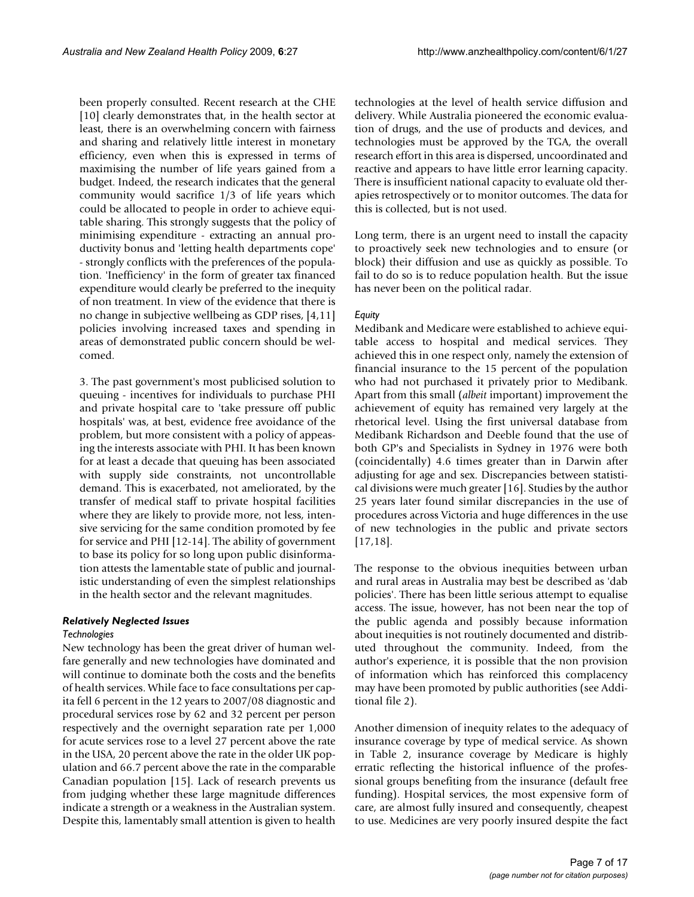been properly consulted. Recent research at the CHE [10] clearly demonstrates that, in the health sector at least, there is an overwhelming concern with fairness and sharing and relatively little interest in monetary efficiency, even when this is expressed in terms of maximising the number of life years gained from a budget. Indeed, the research indicates that the general community would sacrifice 1/3 of life years which could be allocated to people in order to achieve equitable sharing. This strongly suggests that the policy of minimising expenditure - extracting an annual productivity bonus and 'letting health departments cope' - strongly conflicts with the preferences of the population. 'Inefficiency' in the form of greater tax financed expenditure would clearly be preferred to the inequity of non treatment. In view of the evidence that there is no change in subjective wellbeing as GDP rises, [4,11] policies involving increased taxes and spending in areas of demonstrated public concern should be welcomed.

3. The past government's most publicised solution to queuing - incentives for individuals to purchase PHI and private hospital care to 'take pressure off public hospitals' was, at best, evidence free avoidance of the problem, but more consistent with a policy of appeasing the interests associate with PHI. It has been known for at least a decade that queuing has been associated with supply side constraints, not uncontrollable demand. This is exacerbated, not ameliorated, by the transfer of medical staff to private hospital facilities where they are likely to provide more, not less, intensive servicing for the same condition promoted by fee for service and PHI [12-14]. The ability of government to base its policy for so long upon public disinformation attests the lamentable state of public and journalistic understanding of even the simplest relationships in the health sector and the relevant magnitudes.

### *Relatively Neglected Issues*

#### *Technologies*

New technology has been the great driver of human welfare generally and new technologies have dominated and will continue to dominate both the costs and the benefits of health services. While face to face consultations per capita fell 6 percent in the 12 years to 2007/08 diagnostic and procedural services rose by 62 and 32 percent per person respectively and the overnight separation rate per 1,000 for acute services rose to a level 27 percent above the rate in the USA, 20 percent above the rate in the older UK population and 66.7 percent above the rate in the comparable Canadian population [15]. Lack of research prevents us from judging whether these large magnitude differences indicate a strength or a weakness in the Australian system. Despite this, lamentably small attention is given to health technologies at the level of health service diffusion and delivery. While Australia pioneered the economic evaluation of drugs, and the use of products and devices, and technologies must be approved by the TGA, the overall research effort in this area is dispersed, uncoordinated and reactive and appears to have little error learning capacity. There is insufficient national capacity to evaluate old therapies retrospectively or to monitor outcomes. The data for this is collected, but is not used.

Long term, there is an urgent need to install the capacity to proactively seek new technologies and to ensure (or block) their diffusion and use as quickly as possible. To fail to do so is to reduce population health. But the issue has never been on the political radar.

#### *Equity*

Medibank and Medicare were established to achieve equitable access to hospital and medical services. They achieved this in one respect only, namely the extension of financial insurance to the 15 percent of the population who had not purchased it privately prior to Medibank. Apart from this small (*albeit* important) improvement the achievement of equity has remained very largely at the rhetorical level. Using the first universal database from Medibank Richardson and Deeble found that the use of both GP's and Specialists in Sydney in 1976 were both (coincidentally) 4.6 times greater than in Darwin after adjusting for age and sex. Discrepancies between statistical divisions were much greater [16]. Studies by the author 25 years later found similar discrepancies in the use of procedures across Victoria and huge differences in the use of new technologies in the public and private sectors [17,18].

The response to the obvious inequities between urban and rural areas in Australia may best be described as 'dab policies'. There has been little serious attempt to equalise access. The issue, however, has not been near the top of the public agenda and possibly because information about inequities is not routinely documented and distributed throughout the community. Indeed, from the author's experience, it is possible that the non provision of information which has reinforced this complacency may have been promoted by public authorities (see Additional file 2).

Another dimension of inequity relates to the adequacy of insurance coverage by type of medical service. As shown in Table 2, insurance coverage by Medicare is highly erratic reflecting the historical influence of the professional groups benefiting from the insurance (default free funding). Hospital services, the most expensive form of care, are almost fully insured and consequently, cheapest to use. Medicines are very poorly insured despite the fact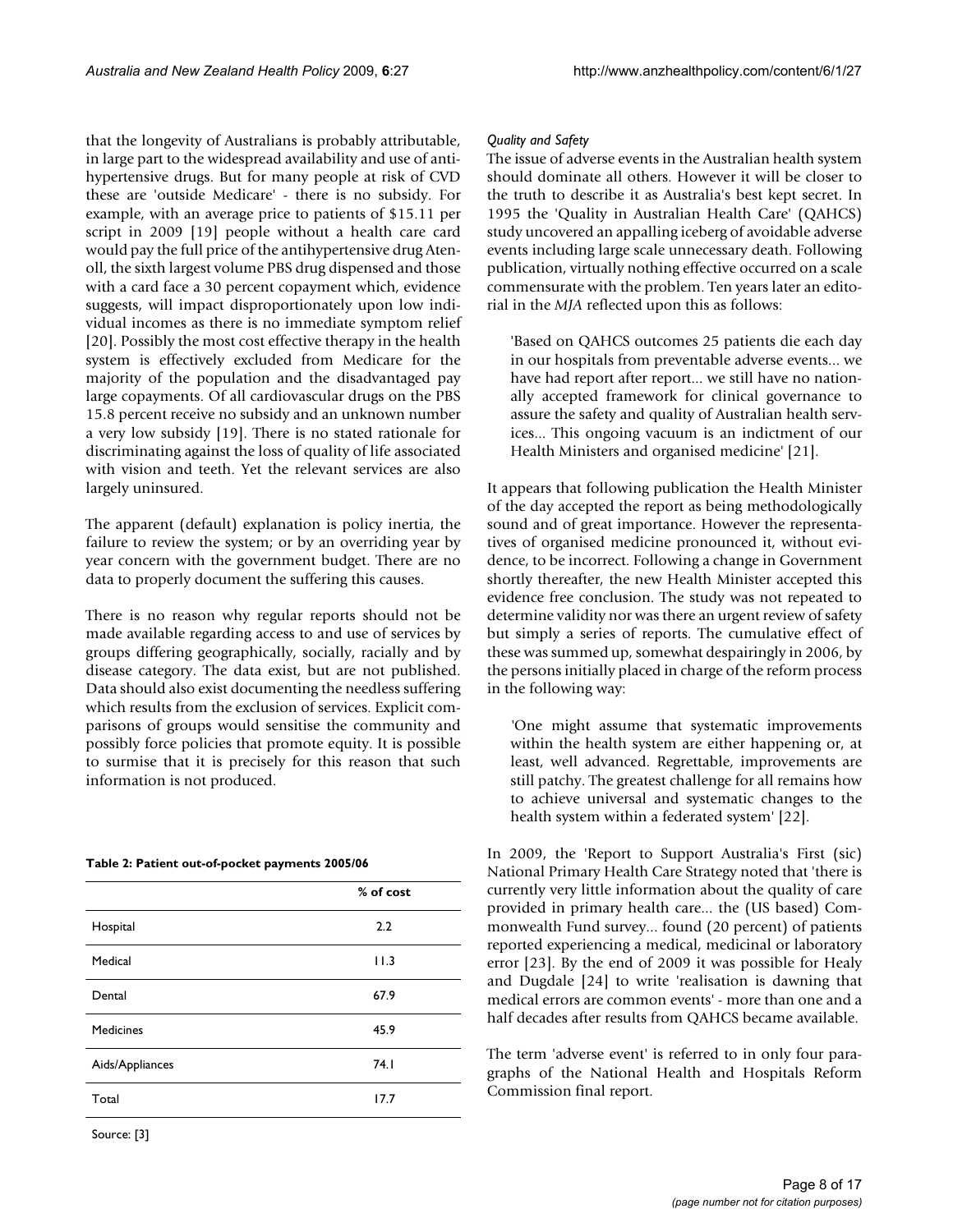that the longevity of Australians is probably attributable, in large part to the widespread availability and use of anti-hypertensive drugs. But for many people at risk of CVD these are 'outside Medicare' - there is no subsidy. For example, with an average price to patients of $15.11 per script in 2009 [19] people without a health care card would pay the full price of the antihypertensive drug Atenoll, the sixth largest volume PBS drug dispensed and those with a card face a 30 percent copayment which, evidence suggests, will impact disproportionately upon low individual incomes as there is no immediate symptom relief [20]. Possibly the most cost effective therapy in the health system is effectively excluded from Medicare for the majority of the population and the disadvantaged pay large copayments. Of all cardiovascular drugs on the PBS 15.8 percent receive no subsidy and an unknown number a very low subsidy [19]. There is no stated rationale for discriminating against the loss of quality of life associated with vision and teeth. Yet the relevant services are also largely uninsured.

The apparent (default) explanation is policy inertia, the failure to review the system; or by an overriding year by year concern with the government budget. There are no data to properly document the suffering this causes.

There is no reason why regular reports should not be made available regarding access to and use of services by groups differing geographically, socially, racially and by disease category. The data exist, but are not published. Data should also exist documenting the needless suffering which results from the exclusion of services. Explicit comparisons of groups would sensitise the community and possibly force policies that promote equity. It is possible to surmise that it is precisely for this reason that such information is not produced.

**Table 2: Patient out-of-pocket payments 2005/06**

| | % of cost |
|---|---|
| Hospital | 2.2 |
| Medical | 11.3 |
| Dental | 67.9 |
| Medicines | 45.9 |
| Aids/Appliances | 74.1 |
| Total | 17.7 |

Source: [3]

### *Quality and Safety*

The issue of adverse events in the Australian health system should dominate all others. However it will be closer to the truth to describe it as Australia's best kept secret. In 1995 the 'Quality in Australian Health Care' (QAHCS) study uncovered an appalling iceberg of avoidable adverse events including large scale unnecessary death. Following publication, virtually nothing effective occurred on a scale commensurate with the problem. Ten years later an editorial in the *MJA* reflected upon this as follows:

> 'Based on QAHCS outcomes 25 patients die each day in our hospitals from preventable adverse events... we have had report after report... we still have no nationally accepted framework for clinical governance to assure the safety and quality of Australian health services... This ongoing vacuum is an indictment of our Health Ministers and organised medicine' [21].

It appears that following publication the Health Minister of the day accepted the report as being methodologically sound and of great importance. However the representatives of organised medicine pronounced it, without evidence, to be incorrect. Following a change in Government shortly thereafter, the new Health Minister accepted this evidence free conclusion. The study was not repeated to determine validity nor was there an urgent review of safety but simply a series of reports. The cumulative effect of these was summed up, somewhat despairingly in 2006, by the persons initially placed in charge of the reform process in the following way:

> 'One might assume that systematic improvements within the health system are either happening or, at least, well advanced. Regrettable, improvements are still patchy. The greatest challenge for all remains how to achieve universal and systematic changes to the health system within a federated system' [22].

In 2009, the 'Report to Support Australia's First (sic) National Primary Health Care Strategy noted that 'there is currently very little information about the quality of care provided in primary health care... the (US based) Commonwealth Fund survey... found (20 percent) of patients reported experiencing a medical, medicinal or laboratory error [23]. By the end of 2009 it was possible for Healy and Dugdale [24] to write 'realisation is dawning that medical errors are common events' - more than one and a half decades after results from QAHCS became available.

The term 'adverse event' is referred to in only four paragraphs of the National Health and Hospitals Reform Commission final report.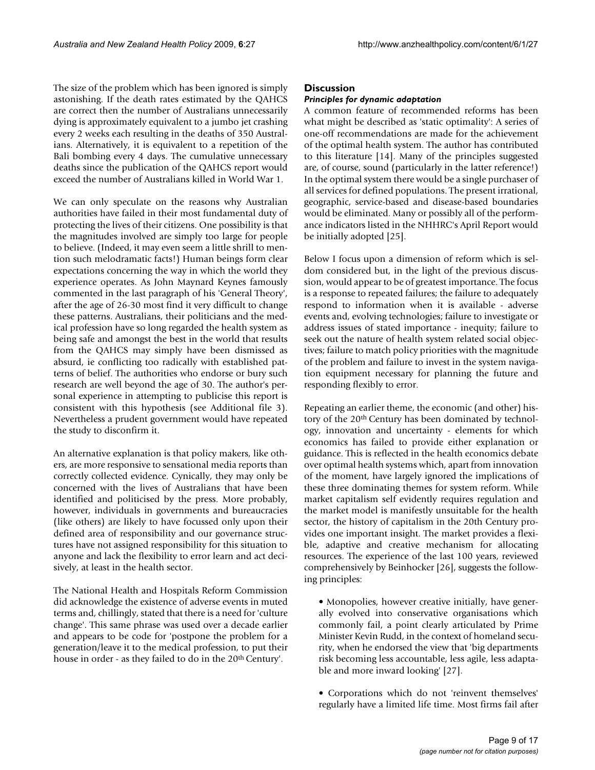The size of the problem which has been ignored is simply astonishing. If the death rates estimated by the QAHCS are correct then the number of Australians unnecessarily dying is approximately equivalent to a jumbo jet crashing every 2 weeks each resulting in the deaths of 350 Australians. Alternatively, it is equivalent to a repetition of the Bali bombing every 4 days. The cumulative unnecessary deaths since the publication of the QAHCS report would exceed the number of Australians killed in World War 1.

We can only speculate on the reasons why Australian authorities have failed in their most fundamental duty of protecting the lives of their citizens. One possibility is that the magnitudes involved are simply too large for people to believe. (Indeed, it may even seem a little shrill to mention such melodramatic facts!) Human beings form clear expectations concerning the way in which the world they experience operates. As John Maynard Keynes famously commented in the last paragraph of his 'General Theory', after the age of 26-30 most find it very difficult to change these patterns. Australians, their politicians and the medical profession have so long regarded the health system as being safe and amongst the best in the world that results from the QAHCS may simply have been dismissed as absurd, ie conflicting too radically with established patterns of belief. The authorities who endorse or bury such research are well beyond the age of 30. The author's personal experience in attempting to publicise this report is consistent with this hypothesis (see Additional file 3). Nevertheless a prudent government would have repeated the study to disconfirm it.

An alternative explanation is that policy makers, like others, are more responsive to sensational media reports than correctly collected evidence. Cynically, they may only be concerned with the lives of Australians that have been identified and politicised by the press. More probably, however, individuals in governments and bureaucracies (like others) are likely to have focussed only upon their defined area of responsibility and our governance structures have not assigned responsibility for this situation to anyone and lack the flexibility to error learn and act decisively, at least in the health sector.

The National Health and Hospitals Reform Commission did acknowledge the existence of adverse events in muted terms and, chillingly, stated that there is a need for 'culture change'. This same phrase was used over a decade earlier and appears to be code for 'postpone the problem for a generation/leave it to the medical profession, to put their house in order - as they failed to do in the 20th Century'.

## Discussion

### *Principles for dynamic adaptation*

A common feature of recommended reforms has been what might be described as 'static optimality': A series of one-off recommendations are made for the achievement of the optimal health system. The author has contributed to this literature [14]. Many of the principles suggested are, of course, sound (particularly in the latter reference!) In the optimal system there would be a single purchaser of all services for defined populations. The present irrational, geographic, service-based and disease-based boundaries would be eliminated. Many or possibly all of the performance indicators listed in the NHHRC's April Report would be initially adopted [25].

Below I focus upon a dimension of reform which is seldom considered but, in the light of the previous discussion, would appear to be of greatest importance. The focus is a response to repeated failures; the failure to adequately respond to information when it is available - adverse events and, evolving technologies; failure to investigate or address issues of stated importance - inequity; failure to seek out the nature of health system related social objectives; failure to match policy priorities with the magnitude of the problem and failure to invest in the system navigation equipment necessary for planning the future and responding flexibly to error.

Repeating an earlier theme, the economic (and other) history of the 20th Century has been dominated by technology, innovation and uncertainty - elements for which economics has failed to provide either explanation or guidance. This is reflected in the health economics debate over optimal health systems which, apart from innovation of the moment, have largely ignored the implications of these three dominating themes for system reform. While market capitalism self evidently requires regulation and the market model is manifestly unsuitable for the health sector, the history of capitalism in the 20th Century provides one important insight. The market provides a flexible, adaptive and creative mechanism for allocating resources. The experience of the last 100 years, reviewed comprehensively by Beinhocker [26], suggests the following principles:

- Monopolies, however creative initially, have generally evolved into conservative organisations which commonly fail, a point clearly articulated by Prime Minister Kevin Rudd, in the context of homeland security, when he endorsed the view that 'big departments risk becoming less accountable, less agile, less adaptable and more inward looking' [27].

- Corporations which do not 'reinvent themselves' regularly have a limited life time. Most firms fail after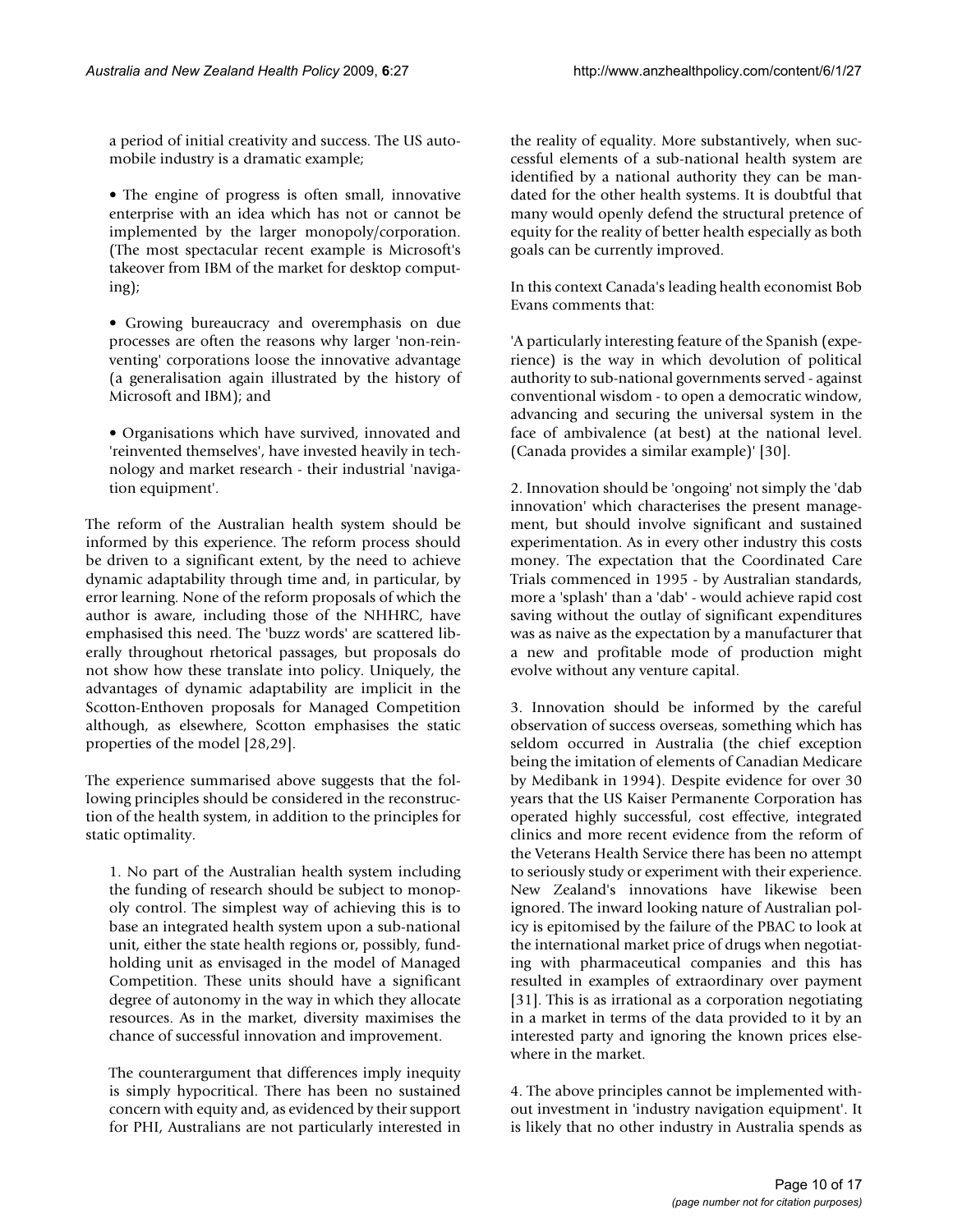a period of initial creativity and success. The US automobile industry is a dramatic example;

- The engine of progress is often small, innovative enterprise with an idea which has not or cannot be implemented by the larger monopoly/corporation. (The most spectacular recent example is Microsoft's takeover from IBM of the market for desktop computing);

- Growing bureaucracy and overemphasis on due processes are often the reasons why larger 'non-reinventing' corporations loose the innovative advantage (a generalisation again illustrated by the history of Microsoft and IBM); and

- Organisations which have survived, innovated and 'reinvented themselves', have invested heavily in technology and market research - their industrial 'navigation equipment'.

The reform of the Australian health system should be informed by this experience. The reform process should be driven to a significant extent, by the need to achieve dynamic adaptability through time and, in particular, by error learning. None of the reform proposals of which the author is aware, including those of the NHHRC, have emphasised this need. The 'buzz words' are scattered liberally throughout rhetorical passages, but proposals do not show how these translate into policy. Uniquely, the advantages of dynamic adaptability are implicit in the Scotton-Enthoven proposals for Managed Competition although, as elsewhere, Scotton emphasises the static properties of the model [28,29].

The experience summarised above suggests that the following principles should be considered in the reconstruction of the health system, in addition to the principles for static optimality.

1. No part of the Australian health system including the funding of research should be subject to monopoly control. The simplest way of achieving this is to base an integrated health system upon a sub-national unit, either the state health regions or, possibly, fundholding unit as envisaged in the model of Managed Competition. These units should have a significant degree of autonomy in the way in which they allocate resources. As in the market, diversity maximises the chance of successful innovation and improvement.

   The counterargument that differences imply inequity is simply hypocritical. There has been no sustained concern with equity and, as evidenced by their support for PHI, Australians are not particularly interested in the reality of equality. More substantively, when successful elements of a sub-national health system are identified by a national authority they can be mandated for the other health systems. It is doubtful that many would openly defend the structural pretence of equity for the reality of better health especially as both goals can be currently improved.

   In this context Canada's leading health economist Bob Evans comments that:

   'A particularly interesting feature of the Spanish (experience) is the way in which devolution of political authority to sub-national governments served - against conventional wisdom - to open a democratic window, advancing and securing the universal system in the face of ambivalence (at best) at the national level. (Canada provides a similar example)' [30].

2. Innovation should be 'ongoing' not simply the 'dab innovation' which characterises the present management, but should involve significant and sustained experimentation. As in every other industry this costs money. The expectation that the Coordinated Care Trials commenced in 1995 - by Australian standards, more a 'splash' than a 'dab' - would achieve rapid cost saving without the outlay of significant expenditures was as naive as the expectation by a manufacturer that a new and profitable mode of production might evolve without any venture capital.

3. Innovation should be informed by the careful observation of success overseas, something which has seldom occurred in Australia (the chief exception being the imitation of elements of Canadian Medicare by Medibank in 1994). Despite evidence for over 30 years that the US Kaiser Permanente Corporation has operated highly successful, cost effective, integrated clinics and more recent evidence from the reform of the Veterans Health Service there has been no attempt to seriously study or experiment with their experience. New Zealand's innovations have likewise been ignored. The inward looking nature of Australian policy is epitomised by the failure of the PBAC to look at the international market price of drugs when negotiating with pharmaceutical companies and this has resulted in examples of extraordinary over payment [31]. This is as irrational as a corporation negotiating in a market in terms of the data provided to it by an interested party and ignoring the known prices elsewhere in the market.

4. The above principles cannot be implemented without investment in 'industry navigation equipment'. It is likely that no other industry in Australia spends as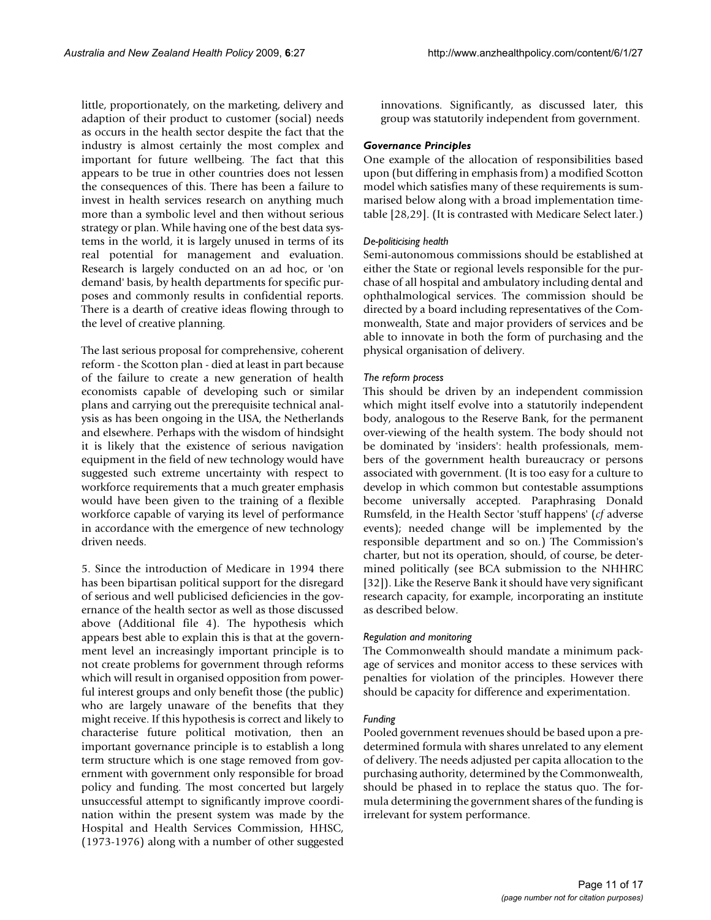little, proportionately, on the marketing, delivery and adaption of their product to customer (social) needs as occurs in the health sector despite the fact that the industry is almost certainly the most complex and important for future wellbeing. The fact that this appears to be true in other countries does not lessen the consequences of this. There has been a failure to invest in health services research on anything much more than a symbolic level and then without serious strategy or plan. While having one of the best data systems in the world, it is largely unused in terms of its real potential for management and evaluation. Research is largely conducted on an ad hoc, or 'on demand' basis, by health departments for specific purposes and commonly results in confidential reports. There is a dearth of creative ideas flowing through to the level of creative planning.

The last serious proposal for comprehensive, coherent reform - the Scotton plan - died at least in part because of the failure to create a new generation of health economists capable of developing such or similar plans and carrying out the prerequisite technical analysis as has been ongoing in the USA, the Netherlands and elsewhere. Perhaps with the wisdom of hindsight it is likely that the existence of serious navigation equipment in the field of new technology would have suggested such extreme uncertainty with respect to workforce requirements that a much greater emphasis would have been given to the training of a flexible workforce capable of varying its level of performance in accordance with the emergence of new technology driven needs.

5. Since the introduction of Medicare in 1994 there has been bipartisan political support for the disregard of serious and well publicised deficiencies in the governance of the health sector as well as those discussed above (Additional file 4). The hypothesis which appears best able to explain this is that at the government level an increasingly important principle is to not create problems for government through reforms which will result in organised opposition from powerful interest groups and only benefit those (the public) who are largely unaware of the benefits that they might receive. If this hypothesis is correct and likely to characterise future political motivation, then an important governance principle is to establish a long term structure which is one stage removed from government with government only responsible for broad policy and funding. The most concerted but largely unsuccessful attempt to significantly improve coordination within the present system was made by the Hospital and Health Services Commission, HHSC, (1973-1976) along with a number of other suggested innovations. Significantly, as discussed later, this group was statutorily independent from government.

### *Governance Principles*

One example of the allocation of responsibilities based upon (but differing in emphasis from) a modified Scotton model which satisfies many of these requirements is summarised below along with a broad implementation timetable [28,29]. (It is contrasted with Medicare Select later.)

#### *De-politicising health*

Semi-autonomous commissions should be established at either the State or regional levels responsible for the purchase of all hospital and ambulatory including dental and ophthalmological services. The commission should be directed by a board including representatives of the Commonwealth, State and major providers of services and be able to innovate in both the form of purchasing and the physical organisation of delivery.

#### *The reform process*

This should be driven by an independent commission which might itself evolve into a statutorily independent body, analogous to the Reserve Bank, for the permanent over-viewing of the health system. The body should not be dominated by 'insiders': health professionals, members of the government health bureaucracy or persons associated with government. (It is too easy for a culture to develop in which common but contestable assumptions become universally accepted. Paraphrasing Donald Rumsfeld, in the Health Sector 'stuff happens' (*cf* adverse events); needed change will be implemented by the responsible department and so on.) The Commission's charter, but not its operation, should, of course, be determined politically (see BCA submission to the NHHRC [32]). Like the Reserve Bank it should have very significant research capacity, for example, incorporating an institute as described below.

#### *Regulation and monitoring*

The Commonwealth should mandate a minimum package of services and monitor access to these services with penalties for violation of the principles. However there should be capacity for difference and experimentation.

#### *Funding*

Pooled government revenues should be based upon a predetermined formula with shares unrelated to any element of delivery. The needs adjusted per capita allocation to the purchasing authority, determined by the Commonwealth, should be phased in to replace the status quo. The formula determining the government shares of the funding is irrelevant for system performance.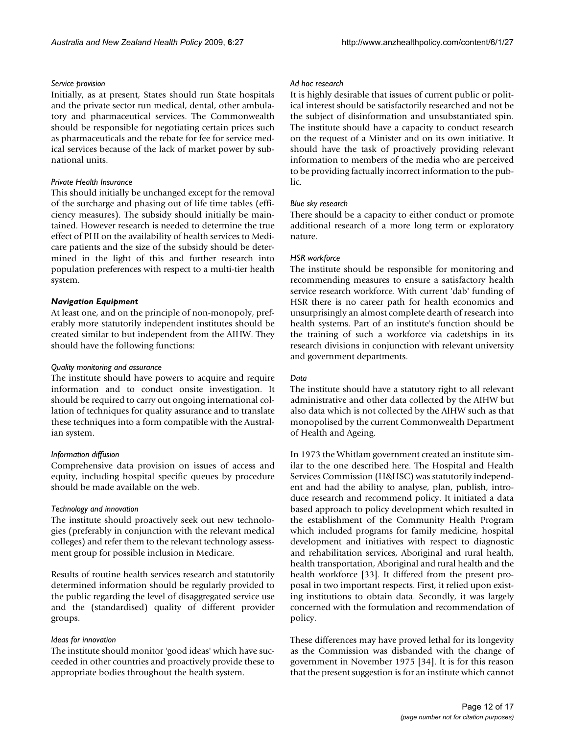*Service provision*

Initially, as at present, States should run State hospitals and the private sector run medical, dental, other ambulatory and pharmaceutical services. The Commonwealth should be responsible for negotiating certain prices such as pharmaceuticals and the rebate for fee for service medical services because of the lack of market power by subnational units.

*Private Health Insurance*

This should initially be unchanged except for the removal of the surcharge and phasing out of life time tables (efficiency measures). The subsidy should initially be maintained. However research is needed to determine the true effect of PHI on the availability of health services to Medicare patients and the size of the subsidy should be determined in the light of this and further research into population preferences with respect to a multi-tier health system.

### *Navigation Equipment*

At least one, and on the principle of non-monopoly, preferably more statutorily independent institutes should be created similar to but independent from the AIHW. They should have the following functions:

*Quality monitoring and assurance*

The institute should have powers to acquire and require information and to conduct onsite investigation. It should be required to carry out ongoing international collation of techniques for quality assurance and to translate these techniques into a form compatible with the Australian system.

*Information diffusion*

Comprehensive data provision on issues of access and equity, including hospital specific queues by procedure should be made available on the web.

*Technology and innovation*

The institute should proactively seek out new technologies (preferably in conjunction with the relevant medical colleges) and refer them to the relevant technology assessment group for possible inclusion in Medicare.

Results of routine health services research and statutorily determined information should be regularly provided to the public regarding the level of disaggregated service use and the (standardised) quality of different provider groups.

*Ideas for innovation*

The institute should monitor 'good ideas' which have succeeded in other countries and proactively provide these to appropriate bodies throughout the health system.

*Ad hoc research*

It is highly desirable that issues of current public or political interest should be satisfactorily researched and not be the subject of disinformation and unsubstantiated spin. The institute should have a capacity to conduct research on the request of a Minister and on its own initiative. It should have the task of proactively providing relevant information to members of the media who are perceived to be providing factually incorrect information to the public.

*Blue sky research*

There should be a capacity to either conduct or promote additional research of a more long term or exploratory nature.

*HSR workforce*

The institute should be responsible for monitoring and recommending measures to ensure a satisfactory health service research workforce. With current 'dab' funding of HSR there is no career path for health economics and unsurprisingly an almost complete dearth of research into health systems. Part of an institute's function should be the training of such a workforce via cadetships in its research divisions in conjunction with relevant university and government departments.

*Data*

The institute should have a statutory right to all relevant administrative and other data collected by the AIHW but also data which is not collected by the AIHW such as that monopolised by the current Commonwealth Department of Health and Ageing.

In 1973 the Whitlam government created an institute similar to the one described here. The Hospital and Health Services Commission (H&HSC) was statutorily independent and had the ability to analyse, plan, publish, introduce research and recommend policy. It initiated a data based approach to policy development which resulted in the establishment of the Community Health Program which included programs for family medicine, hospital development and initiatives with respect to diagnostic and rehabilitation services, Aboriginal and rural health, health transportation, Aboriginal and rural health and the health workforce [33]. It differed from the present proposal in two important respects. First, it relied upon existing institutions to obtain data. Secondly, it was largely concerned with the formulation and recommendation of policy.

These differences may have proved lethal for its longevity as the Commission was disbanded with the change of government in November 1975 [34]. It is for this reason that the present suggestion is for an institute which cannot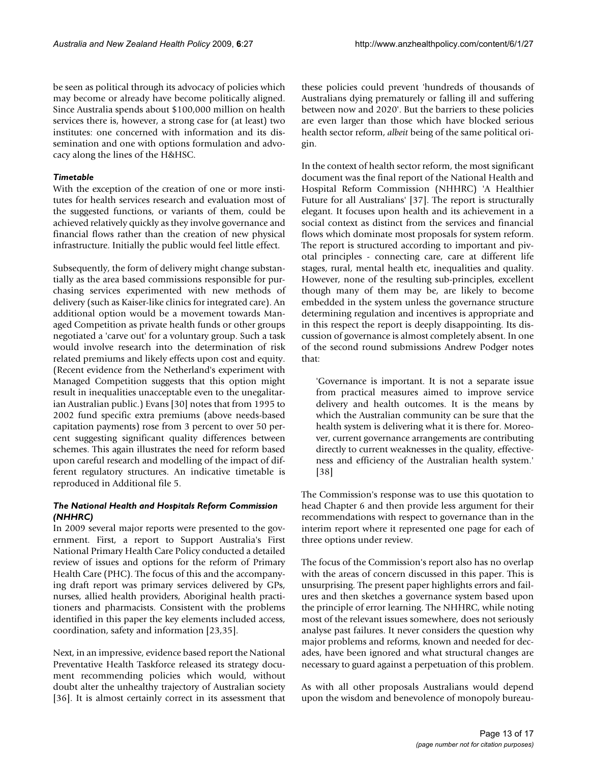be seen as political through its advocacy of policies which may become or already have become politically aligned. Since Australia spends about $100,000 million on health services there is, however, a strong case for (at least) two institutes: one concerned with information and its dissemination and one with options formulation and advocacy along the lines of the H&HSC.

### *Timetable*

With the exception of the creation of one or more institutes for health services research and evaluation most of the suggested functions, or variants of them, could be achieved relatively quickly as they involve governance and financial flows rather than the creation of new physical infrastructure. Initially the public would feel little effect.

Subsequently, the form of delivery might change substantially as the area based commissions responsible for purchasing services experimented with new methods of delivery (such as Kaiser-like clinics for integrated care). An additional option would be a movement towards Managed Competition as private health funds or other groups negotiated a 'carve out' for a voluntary group. Such a task would involve research into the determination of risk related premiums and likely effects upon cost and equity. (Recent evidence from the Netherland's experiment with Managed Competition suggests that this option might result in inequalities unacceptable even to the unegalitarian Australian public.) Evans [30] notes that from 1995 to 2002 fund specific extra premiums (above needs-based capitation payments) rose from 3 percent to over 50 percent suggesting significant quality differences between schemes. This again illustrates the need for reform based upon careful research and modelling of the impact of different regulatory structures. An indicative timetable is reproduced in Additional file 5.

### *The National Health and Hospitals Reform Commission (NHHRC)*

In 2009 several major reports were presented to the government. First, a report to Support Australia's First National Primary Health Care Policy conducted a detailed review of issues and options for the reform of Primary Health Care (PHC). The focus of this and the accompanying draft report was primary services delivered by GPs, nurses, allied health providers, Aboriginal health practitioners and pharmacists. Consistent with the problems identified in this paper the key elements included access, coordination, safety and information [23,35].

Next, in an impressive, evidence based report the National Preventative Health Taskforce released its strategy document recommending policies which would, without doubt alter the unhealthy trajectory of Australian society [36]. It is almost certainly correct in its assessment that these policies could prevent 'hundreds of thousands of Australians dying prematurely or falling ill and suffering between now and 2020'. But the barriers to these policies are even larger than those which have blocked serious health sector reform, *albeit* being of the same political origin.

In the context of health sector reform, the most significant document was the final report of the National Health and Hospital Reform Commission (NHHRC) 'A Healthier Future for all Australians' [37]. The report is structurally elegant. It focuses upon health and its achievement in a social context as distinct from the services and financial flows which dominate most proposals for system reform. The report is structured according to important and pivotal principles - connecting care, care at different life stages, rural, mental health etc, inequalities and quality. However, none of the resulting sub-principles, excellent though many of them may be, are likely to become embedded in the system unless the governance structure determining regulation and incentives is appropriate and in this respect the report is deeply disappointing. Its discussion of governance is almost completely absent. In one of the second round submissions Andrew Podger notes that:

> 'Governance is important. It is not a separate issue from practical measures aimed to improve service delivery and health outcomes. It is the means by which the Australian community can be sure that the health system is delivering what it is there for. Moreover, current governance arrangements are contributing directly to current weaknesses in the quality, effectiveness and efficiency of the Australian health system.' [38]

The Commission's response was to use this quotation to head Chapter 6 and then provide less argument for their recommendations with respect to governance than in the interim report where it represented one page for each of three options under review.

The focus of the Commission's report also has no overlap with the areas of concern discussed in this paper. This is unsurprising. The present paper highlights errors and failures and then sketches a governance system based upon the principle of error learning. The NHHRC, while noting most of the relevant issues somewhere, does not seriously analyse past failures. It never considers the question why major problems and reforms, known and needed for decades, have been ignored and what structural changes are necessary to guard against a perpetuation of this problem.

As with all other proposals Australians would depend upon the wisdom and benevolence of monopoly bureau-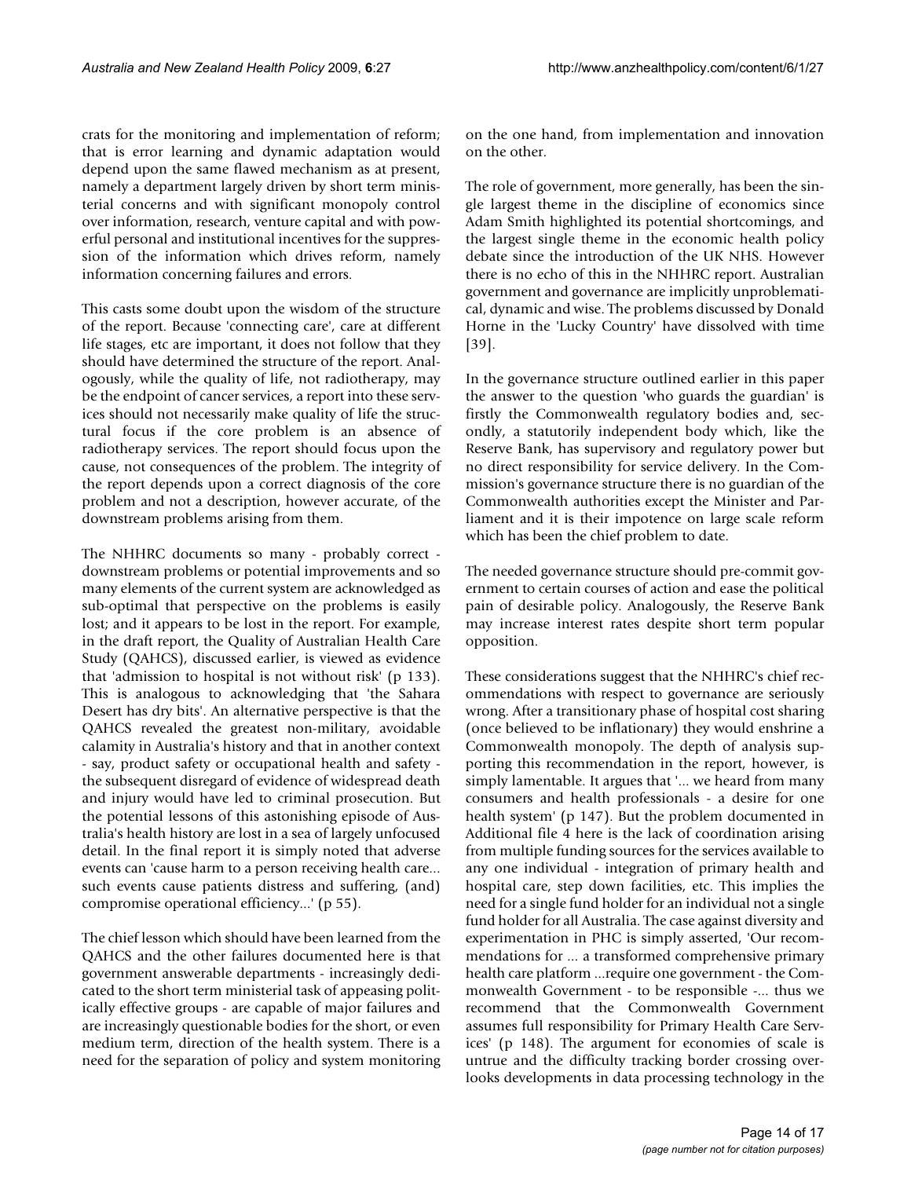crats for the monitoring and implementation of reform; that is error learning and dynamic adaptation would depend upon the same flawed mechanism as at present, namely a department largely driven by short term ministerial concerns and with significant monopoly control over information, research, venture capital and with powerful personal and institutional incentives for the suppression of the information which drives reform, namely information concerning failures and errors.

This casts some doubt upon the wisdom of the structure of the report. Because 'connecting care', care at different life stages, etc are important, it does not follow that they should have determined the structure of the report. Analogously, while the quality of life, not radiotherapy, may be the endpoint of cancer services, a report into these services should not necessarily make quality of life the structural focus if the core problem is an absence of radiotherapy services. The report should focus upon the cause, not consequences of the problem. The integrity of the report depends upon a correct diagnosis of the core problem and not a description, however accurate, of the downstream problems arising from them.

The NHHRC documents so many - probably correct - downstream problems or potential improvements and so many elements of the current system are acknowledged as sub-optimal that perspective on the problems is easily lost; and it appears to be lost in the report. For example, in the draft report, the Quality of Australian Health Care Study (QAHCS), discussed earlier, is viewed as evidence that 'admission to hospital is not without risk' (p 133). This is analogous to acknowledging that 'the Sahara Desert has dry bits'. An alternative perspective is that the QAHCS revealed the greatest non-military, avoidable calamity in Australia's history and that in another context - say, product safety or occupational health and safety - the subsequent disregard of evidence of widespread death and injury would have led to criminal prosecution. But the potential lessons of this astonishing episode of Australia's health history are lost in a sea of largely unfocused detail. In the final report it is simply noted that adverse events can 'cause harm to a person receiving health care... such events cause patients distress and suffering, (and) compromise operational efficiency...' (p 55).

The chief lesson which should have been learned from the QAHCS and the other failures documented here is that government answerable departments - increasingly dedicated to the short term ministerial task of appeasing politically effective groups - are capable of major failures and are increasingly questionable bodies for the short, or even medium term, direction of the health system. There is a need for the separation of policy and system monitoring on the one hand, from implementation and innovation on the other.

The role of government, more generally, has been the single largest theme in the discipline of economics since Adam Smith highlighted its potential shortcomings, and the largest single theme in the economic health policy debate since the introduction of the UK NHS. However there is no echo of this in the NHHRC report. Australian government and governance are implicitly unproblematical, dynamic and wise. The problems discussed by Donald Horne in the 'Lucky Country' have dissolved with time [39].

In the governance structure outlined earlier in this paper the answer to the question 'who guards the guardian' is firstly the Commonwealth regulatory bodies and, secondly, a statutorily independent body which, like the Reserve Bank, has supervisory and regulatory power but no direct responsibility for service delivery. In the Commission's governance structure there is no guardian of the Commonwealth authorities except the Minister and Parliament and it is their impotence on large scale reform which has been the chief problem to date.

The needed governance structure should pre-commit government to certain courses of action and ease the political pain of desirable policy. Analogously, the Reserve Bank may increase interest rates despite short term popular opposition.

These considerations suggest that the NHHRC's chief recommendations with respect to governance are seriously wrong. After a transitionary phase of hospital cost sharing (once believed to be inflationary) they would enshrine a Commonwealth monopoly. The depth of analysis supporting this recommendation in the report, however, is simply lamentable. It argues that '... we heard from many consumers and health professionals - a desire for one health system' (p 147). But the problem documented in Additional file 4 here is the lack of coordination arising from multiple funding sources for the services available to any one individual - integration of primary health and hospital care, step down facilities, etc. This implies the need for a single fund holder for an individual not a single fund holder for all Australia. The case against diversity and experimentation in PHC is simply asserted, 'Our recommendations for ... a transformed comprehensive primary health care platform ...require one government - the Commonwealth Government - to be responsible -... thus we recommend that the Commonwealth Government assumes full responsibility for Primary Health Care Services' (p 148). The argument for economies of scale is untrue and the difficulty tracking border crossing overlooks developments in data processing technology in the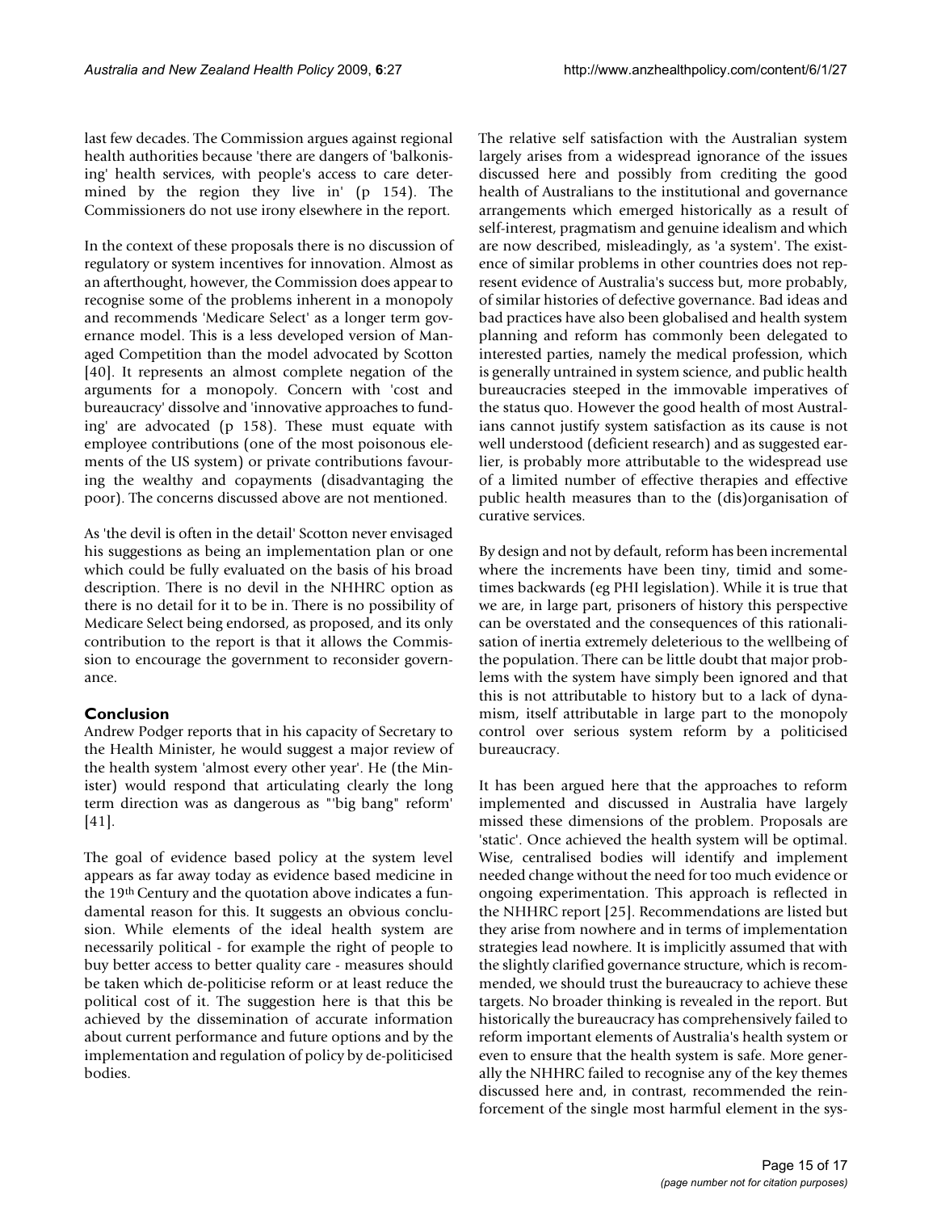last few decades. The Commission argues against regional health authorities because 'there are dangers of 'balkonising' health services, with people's access to care determined by the region they live in' (p 154). The Commissioners do not use irony elsewhere in the report.

In the context of these proposals there is no discussion of regulatory or system incentives for innovation. Almost as an afterthought, however, the Commission does appear to recognise some of the problems inherent in a monopoly and recommends 'Medicare Select' as a longer term governance model. This is a less developed version of Managed Competition than the model advocated by Scotton [40]. It represents an almost complete negation of the arguments for a monopoly. Concern with 'cost and bureaucracy' dissolve and 'innovative approaches to funding' are advocated (p 158). These must equate with employee contributions (one of the most poisonous elements of the US system) or private contributions favouring the wealthy and copayments (disadvantaging the poor). The concerns discussed above are not mentioned.

As 'the devil is often in the detail' Scotton never envisaged his suggestions as being an implementation plan or one which could be fully evaluated on the basis of his broad description. There is no devil in the NHHRC option as there is no detail for it to be in. There is no possibility of Medicare Select being endorsed, as proposed, and its only contribution to the report is that it allows the Commission to encourage the government to reconsider governance.

## Conclusion

Andrew Podger reports that in his capacity of Secretary to the Health Minister, he would suggest a major review of the health system 'almost every other year'. He (the Minister) would respond that articulating clearly the long term direction was as dangerous as "'big bang" reform' [41].

The goal of evidence based policy at the system level appears as far away today as evidence based medicine in the 19th Century and the quotation above indicates a fundamental reason for this. It suggests an obvious conclusion. While elements of the ideal health system are necessarily political - for example the right of people to buy better access to better quality care - measures should be taken which de-politicise reform or at least reduce the political cost of it. The suggestion here is that this be achieved by the dissemination of accurate information about current performance and future options and by the implementation and regulation of policy by de-politicised bodies.

The relative self satisfaction with the Australian system largely arises from a widespread ignorance of the issues discussed here and possibly from crediting the good health of Australians to the institutional and governance arrangements which emerged historically as a result of self-interest, pragmatism and genuine idealism and which are now described, misleadingly, as 'a system'. The existence of similar problems in other countries does not represent evidence of Australia's success but, more probably, of similar histories of defective governance. Bad ideas and bad practices have also been globalised and health system planning and reform has commonly been delegated to interested parties, namely the medical profession, which is generally untrained in system science, and public health bureaucracies steeped in the immovable imperatives of the status quo. However the good health of most Australians cannot justify system satisfaction as its cause is not well understood (deficient research) and as suggested earlier, is probably more attributable to the widespread use of a limited number of effective therapies and effective public health measures than to the (dis)organisation of curative services.

By design and not by default, reform has been incremental where the increments have been tiny, timid and sometimes backwards (eg PHI legislation). While it is true that we are, in large part, prisoners of history this perspective can be overstated and the consequences of this rationalisation of inertia extremely deleterious to the wellbeing of the population. There can be little doubt that major problems with the system have simply been ignored and that this is not attributable to history but to a lack of dynamism, itself attributable in large part to the monopoly control over serious system reform by a politicised bureaucracy.

It has been argued here that the approaches to reform implemented and discussed in Australia have largely missed these dimensions of the problem. Proposals are 'static'. Once achieved the health system will be optimal. Wise, centralised bodies will identify and implement needed change without the need for too much evidence or ongoing experimentation. This approach is reflected in the NHHRC report [25]. Recommendations are listed but they arise from nowhere and in terms of implementation strategies lead nowhere. It is implicitly assumed that with the slightly clarified governance structure, which is recommended, we should trust the bureaucracy to achieve these targets. No broader thinking is revealed in the report. But historically the bureaucracy has comprehensively failed to reform important elements of Australia's health system or even to ensure that the health system is safe. More generally the NHHRC failed to recognise any of the key themes discussed here and, in contrast, recommended the reinforcement of the single most harmful element in the sys-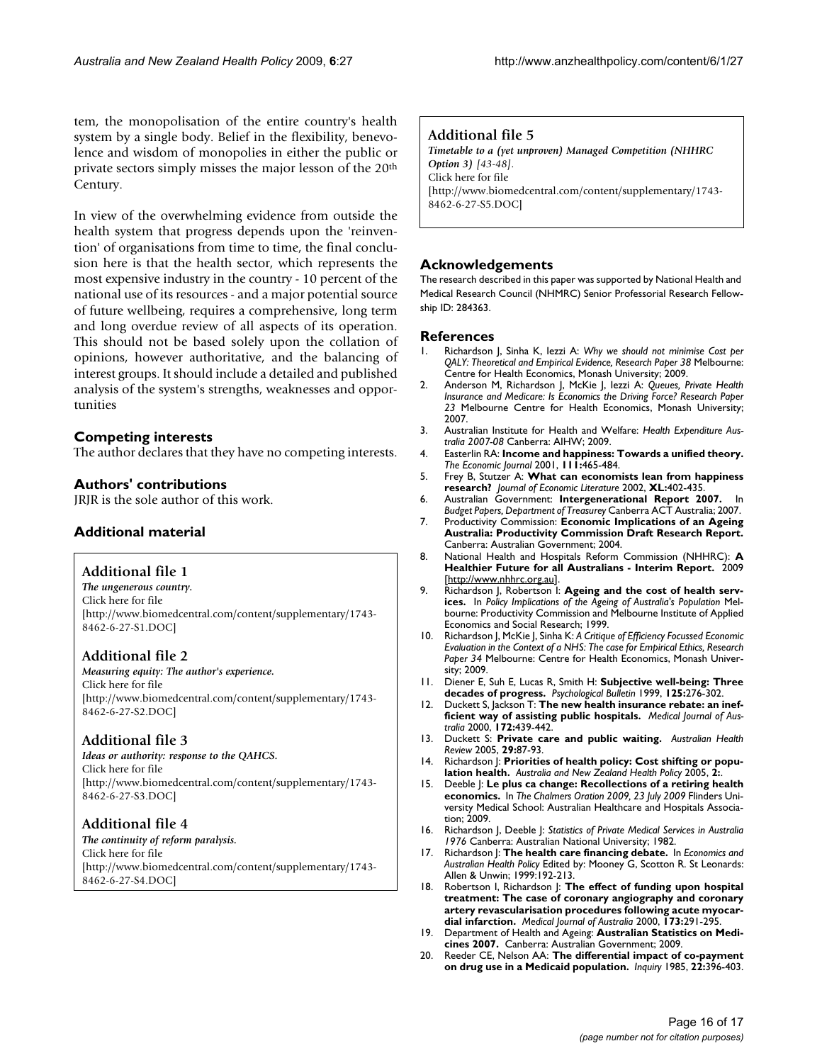tem, the monopolisation of the entire country's health system by a single body. Belief in the flexibility, benevolence and wisdom of monopolies in either the public or private sectors simply misses the major lesson of the 20th Century.

In view of the overwhelming evidence from outside the health system that progress depends upon the 'reinvention' of organisations from time to time, the final conclusion here is that the health sector, which represents the most expensive industry in the country - 10 percent of the national use of its resources - and a major potential source of future wellbeing, requires a comprehensive, long term and long overdue review of all aspects of its operation. This should not be based solely upon the collation of opinions, however authoritative, and the balancing of interest groups. It should include a detailed and published analysis of the system's strengths, weaknesses and opportunities

## Competing interests

The author declares that they have no competing interests.

## Authors' contributions

JRJR is the sole author of this work.

## Additional material

### Additional file 1

*The ungenerous country.*
Click here for file
[http://www.biomedcentral.com/content/supplementary/1743-8462-6-27-S1.DOC]

### Additional file 2

*Measuring equity: The author's experience.*
Click here for file
[http://www.biomedcentral.com/content/supplementary/1743-8462-6-27-S2.DOC]

### Additional file 3

*Ideas or authority: response to the QAHCS.*
Click here for file
[http://www.biomedcentral.com/content/supplementary/1743-8462-6-27-S3.DOC]

### Additional file 4

*The continuity of reform paralysis.*
Click here for file
[http://www.biomedcentral.com/content/supplementary/1743-8462-6-27-S4.DOC]

### Additional file 5

*Timetable to a (yet unproven) Managed Competition (NHHRC Option 3) [43-48].*
Click here for file
[http://www.biomedcentral.com/content/supplementary/1743-8462-6-27-S5.DOC]

## Acknowledgements

The research described in this paper was supported by National Health and Medical Research Council (NHMRC) Senior Professorial Research Fellowship ID: 284363.

## References

1. Richardson J, Sinha K, Iezzi A: *Why we should not minimise Cost per QALY: Theoretical and Empirical Evidence, Research Paper 38* Melbourne: Centre for Health Economics, Monash University; 2009.
2. Anderson M, Richardson J, McKie J, Iezzi A: *Queues, Private Health Insurance and Medicare: Is Economics the Driving Force? Research Paper 23* Melbourne Centre for Health Economics, Monash University; 2007.
3. Australian Institute for Health and Welfare: *Health Expenditure Australia 2007-08* Canberra: AIHW; 2009.
4. Easterlin RA: **Income and happiness: Towards a unified theory.** *The Economic Journal* 2001, **111:**465-484.
5. Frey B, Stutzer A: **What can economists lean from happiness research?** *Journal of Economic Literature* 2002, **XL:**402-435.
6. Australian Government: **Intergenerational Report 2007.** In *Budget Papers, Department of Treasurey* Canberra ACT Australia; 2007.
7. Productivity Commission: **Economic Implications of an Ageing Australia: Productivity Commission Draft Research Report.** Canberra: Australian Government; 2004.
8. National Health and Hospitals Reform Commission (NHHRC): **A Healthier Future for all Australians - Interim Report.** 2009 [http://www.nhhrc.org.au].
9. Richardson J, Robertson I: **Ageing and the cost of health services.** In *Policy Implications of the Ageing of Australia's Population* Melbourne: Productivity Commission and Melbourne Institute of Applied Economics and Social Research; 1999.
10. Richardson J, McKie J, Sinha K: *A Critique of Efficiency Focussed Economic Evaluation in the Context of a NHS: The case for Empirical Ethics, Research Paper 34* Melbourne: Centre for Health Economics, Monash University; 2009.
11. Diener E, Suh E, Lucas R, Smith H: **Subjective well-being: Three decades of progress.** *Psychological Bulletin* 1999, **125:**276-302.
12. Duckett S, Jackson T: **The new health insurance rebate: an inefficient way of assisting public hospitals.** *Medical Journal of Australia* 2000, **172:**439-442.
13. Duckett S: **Private care and public waiting.** *Australian Health Review* 2005, **29:**87-93.
14. Richardson J: **Priorities of health policy: Cost shifting or population health.** *Australia and New Zealand Health Policy* 2005, **2:**.
15. Deeble J: **Le plus ca change: Recollections of a retiring health economics.** In *The Chalmers Oration 2009, 23 July 2009* Flinders University Medical School: Australian Healthcare and Hospitals Association; 2009.
16. Richardson J, Deeble J: *Statistics of Private Medical Services in Australia 1976* Canberra: Australian National University; 1982.
17. Richardson J: **The health care financing debate.** In *Economics and Australian Health Policy* Edited by: Mooney G, Scotton R. St Leonards: Allen & Unwin; 1999:192-213.
18. Robertson I, Richardson J: **The effect of funding upon hospital treatment: The case of coronary angiography and coronary artery revascularisation procedures following acute myocardial infarction.** *Medical Journal of Australia* 2000, **173:**291-295.
19. Department of Health and Ageing: **Australian Statistics on Medicines 2007.** Canberra: Australian Government; 2009.
20. Reeder CE, Nelson AA: **The differential impact of co-payment on drug use in a Medicaid population.** *Inquiry* 1985, **22:**396-403.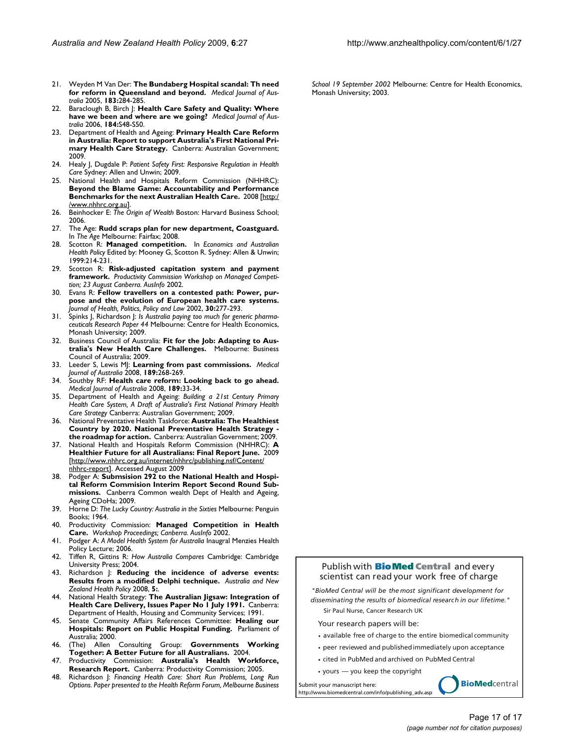21. Weyden M Van Der: **The Bundaberg Hospital scandal: Th need for reform in Queensland and beyond.** *Medical Journal of Australia* 2005, **183:**284-285.
22. Baraclough B, Birch J: **Health Care Safety and Quality: Where have we been and where are we going?** *Medical Journal of Australia* 2006, **184:**S48-S50.
23. Department of Health and Ageing: **Primary Health Care Reform in Australia: Report to support Australia's First National Primary Health Care Strategy.** Canberra: Australian Government; 2009.
24. Healy J, Dugdale P: *Patient Safety First: Responsive Regulation in Health Care* Sydney: Allen and Unwin; 2009.
25. National Health and Hospitals Reform Commission (NHHRC): **Beyond the Blame Game: Accountability and Performance Benchmarks for the next Australian Health Care.** 2008 [http://www.nhhrc.org.au].
26. Beinhocker E: *The Origin of Wealth* Boston: Harvard Business School; 2006.
27. The Age: **Rudd scraps plan for new department, Coastguard.** In *The Age* Melbourne: Fairfax; 2008.
28. Scotton R: **Managed competition.** In *Economics and Australian Health Policy* Edited by: Mooney G, Scotton R. Sydney: Allen & Unwin; 1999:214-231.
29. Scotton R: **Risk-adjusted capitation system and payment framework.** *Productivity Commission Workshop on Managed Competition; 23 August Canberra. AusInfo* 2002.
30. Evans R: **Fellow travellers on a contested path: Power, purpose and the evolution of European health care systems.** *Journal of Health, Politics, Policy and Law* 2002, **30:**277-293.
31. Spinks J, Richardson J: *Is Australia paying too much for generic pharmaceuticals Research Paper 44* Melbourne: Centre for Health Economics, Monash University; 2009.
32. Business Council of Australia: **Fit for the Job: Adapting to Australia's New Health Care Challenges.** Melbourne: Business Council of Australia; 2009.
33. Leeder S, Lewis MJ: **Learning from past commissions.** *Medical Journal of Australia* 2008, **189:**268-269.
34. Southby RF: **Health care reform: Looking back to go ahead.** *Medical Journal of Australia* 2008, **189:**33-34.
35. Department of Health and Ageing: *Building a 21st Century Primary Health Care System, A Draft of Australia's First National Primary Health Care Strategy* Canberra: Australian Government; 2009.
36. National Preventative Health Taskforce: **Australia: The Healthiest Country by 2020. National Preventative Health Strategy - the roadmap for action.** Canberra: Australian Government; 2009.
37. National Health and Hospitals Reform Commission (NHHRC): **A Healthier Future for all Australians: Final Report June.** 2009 [http://www.nhhrc.org.au/internet/nhhrc/publishing.nsf/Content/nhhrc-report]. Accessed August 2009
38. Podger A: **Submsision 292 to the National Health and Hospital Reform Commision Interim Report Second Round Submissions.** Canberra Common wealth Dept of Health and Ageing, Ageing CDoHa; 2009.
39. Horne D: *The Lucky Country: Australia in the Sixties* Melbourne: Penguin Books; 1964.
40. Productivity Commission: **Managed Competition in Health Care.** *Workshop Proceedings; Canberra. AusInfo* 2002.
41. Podger A: *A Model Health System for Australia* Inaugral Menzies Health Policy Lecture; 2006.
42. Tiffen R, Gittins R: *How Australia Compares* Cambridge: Cambridge University Press; 2004.
43. Richardson J: **Reducing the incidence of adverse events: Results from a modified Delphi technique.** *Australia and New Zealand Health Policy* 2008, **5:**.
44. National Health Strategy: **The Australian Jigsaw: Integration of Health Care Delivery, Issues Paper No 1 July 1991.** Canberra: Department of Health, Housing and Community Services; 1991.
45. Senate Community Affairs References Committee: **Healing our Hospitals: Report on Public Hospital Funding.** Parliament of Australia; 2000.
46. (The) Allen Consulting Group: **Governments Working Together: A Better Future for all Australians.** 2004.
47. Productivity Commission: **Australia's Health Workforce, Research Report.** Canberra: Productivity Commission; 2005.
48. Richardson J: *Financing Health Care: Short Run Problems, Long Run Options. Paper presented to the Health Reform Forum, Melbourne Business School 19 September 2002* Melbourne: Centre for Health Economics, Monash University; 2003.

Publish with **BioMed Central** and every scientist can read your work free of charge

*"BioMed Central will be the most significant development for disseminating the results of biomedical research in our lifetime."*

Sir Paul Nurse, Cancer Research UK

Your research papers will be:

- available free of charge to the entire biomedical community
- peer reviewed and published immediately upon acceptance
- cited in PubMed and archived on PubMed Central
- yours — you keep the copyright

Submit your manuscript here:
http://www.biomedcentral.com/info/publishing_adv.asp

BioMedcentral